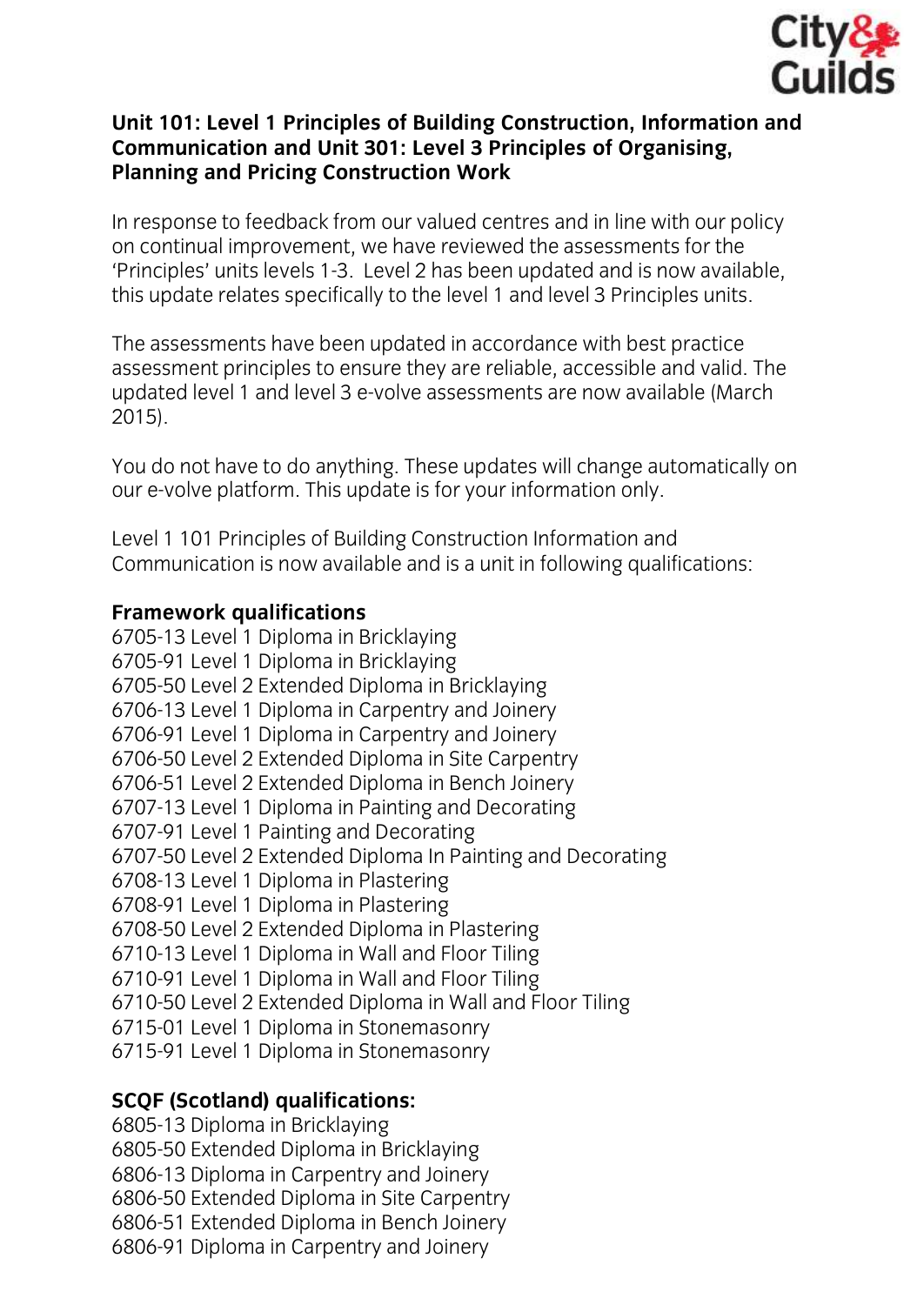**Unit 101: Level 1 Principles of Building Construction, Information and Communication and Unit 301: Level 3 Principles of Organising, Planning and Pricing Construction Work**

In response to feedback from our valued centres and in line with our policy on continual improvement, we have reviewed the assessments for the 'Principles' units levels 1-3. Level 2 has been updated and is now available, this update relates specifically to the level 1 and level 3 Principles units.

The assessments have been updated in accordance with best practice assessment principles to ensure they are reliable, accessible and valid. The updated level 1 and level 3 e-volve assessments are now available (March 2015).

You do not have to do anything. These updates will change automatically on our e-volve platform. This update is for your information only.

Level 1 101 Principles of Building Construction Information and Communication is now available and is a unit in following qualifications:

**Framework qualifications**

6705-13 Level 1 Diploma in Bricklaying
6705-91 Level 1 Diploma in Bricklaying
6705-50 Level 2 Extended Diploma in Bricklaying
6706-13 Level 1 Diploma in Carpentry and Joinery
6706-91 Level 1 Diploma in Carpentry and Joinery
6706-50 Level 2 Extended Diploma in Site Carpentry
6706-51 Level 2 Extended Diploma in Bench Joinery
6707-13 Level 1 Diploma in Painting and Decorating
6707-91 Level 1 Painting and Decorating
6707-50 Level 2 Extended Diploma In Painting and Decorating
6708-13 Level 1 Diploma in Plastering
6708-91 Level 1 Diploma in Plastering
6708-50 Level 2 Extended Diploma in Plastering
6710-13 Level 1 Diploma in Wall and Floor Tiling
6710-91 Level 1 Diploma in Wall and Floor Tiling
6710-50 Level 2 Extended Diploma in Wall and Floor Tiling
6715-01 Level 1 Diploma in Stonemasonry
6715-91 Level 1 Diploma in Stonemasonry

**SCQF (Scotland) qualifications:**

6805-13 Diploma in Bricklaying
6805-50 Extended Diploma in Bricklaying
6806-13 Diploma in Carpentry and Joinery
6806-50 Extended Diploma in Site Carpentry
6806-51 Extended Diploma in Bench Joinery
6806-91 Diploma in Carpentry and Joinery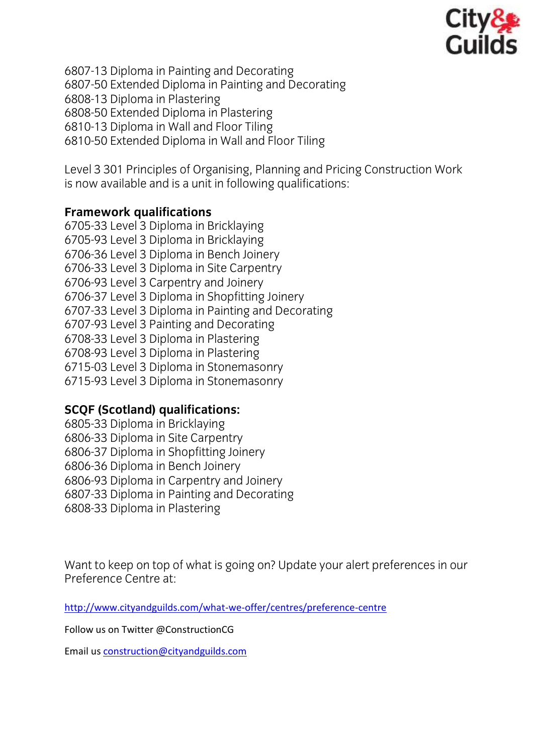6807-13 Diploma in Painting and Decorating
6807-50 Extended Diploma in Painting and Decorating
6808-13 Diploma in Plastering
6808-50 Extended Diploma in Plastering
6810-13 Diploma in Wall and Floor Tiling
6810-50 Extended Diploma in Wall and Floor Tiling

Level 3 301 Principles of Organising, Planning and Pricing Construction Work is now available and is a unit in following qualifications:

**Framework qualifications**

6705-33 Level 3 Diploma in Bricklaying
6705-93 Level 3 Diploma in Bricklaying
6706-36 Level 3 Diploma in Bench Joinery
6706-33 Level 3 Diploma in Site Carpentry
6706-93 Level 3 Carpentry and Joinery
6706-37 Level 3 Diploma in Shopfitting Joinery
6707-33 Level 3 Diploma in Painting and Decorating
6707-93 Level 3 Painting and Decorating
6708-33 Level 3 Diploma in Plastering
6708-93 Level 3 Diploma in Plastering
6715-03 Level 3 Diploma in Stonemasonry
6715-93 Level 3 Diploma in Stonemasonry

**SCQF (Scotland) qualifications:**

6805-33 Diploma in Bricklaying
6806-33 Diploma in Site Carpentry
6806-37 Diploma in Shopfitting Joinery
6806-36 Diploma in Bench Joinery
6806-93 Diploma in Carpentry and Joinery
6807-33 Diploma in Painting and Decorating
6808-33 Diploma in Plastering

Want to keep on top of what is going on? Update your alert preferences in our Preference Centre at:

http://www.cityandguilds.com/what-we-offer/centres/preference-centre

Follow us on Twitter @ConstructionCG

Email us construction@cityandguilds.com